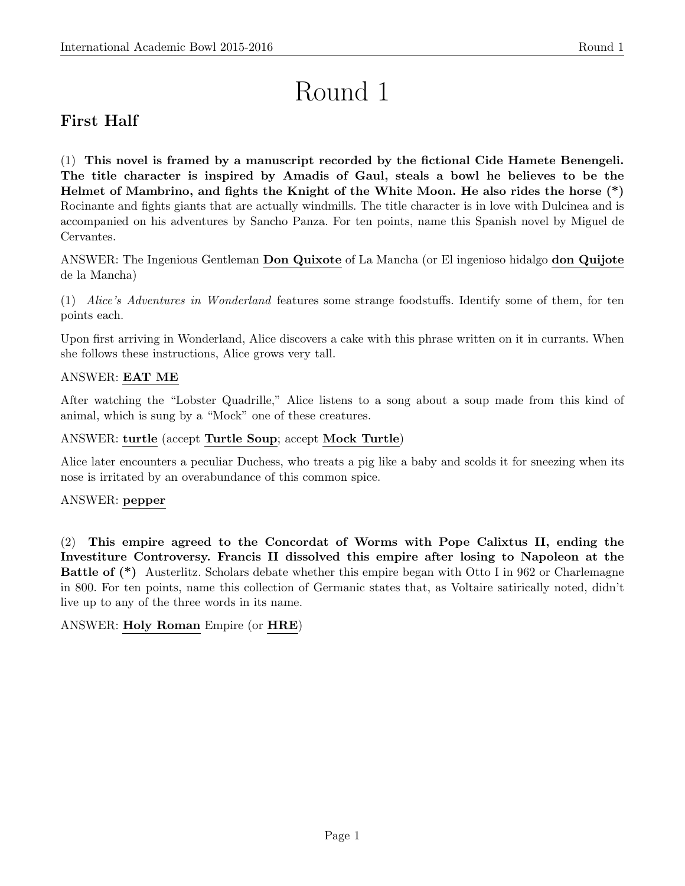# Round 1

## First Half

(1) **This novel is framed by a manuscript recorded by the fictional Cide Hamete Benengeli. The title character is inspired by Amadis of Gaul, steals a bowl he believes to be the Helmet of Mambrino, and fights the Knight of the White Moon. He also rides the horse (*)** Rocinante and fights giants that are actually windmills. The title character is in love with Dulcinea and is accompanied on his adventures by Sancho Panza. For ten points, name this Spanish novel by Miguel de Cervantes.

ANSWER: The Ingenious Gentleman **Don Quixote** of La Mancha (or El ingenioso hidalgo **don Quijote** de la Mancha)

(1) *Alice's Adventures in Wonderland* features some strange foodstuffs. Identify some of them, for ten points each.

Upon first arriving in Wonderland, Alice discovers a cake with this phrase written on it in currants. When she follows these instructions, Alice grows very tall.

ANSWER: **EAT ME**

After watching the "Lobster Quadrille," Alice listens to a song about a soup made from this kind of animal, which is sung by a "Mock" one of these creatures.

ANSWER: **turtle** (accept **Turtle Soup**; accept **Mock Turtle**)

Alice later encounters a peculiar Duchess, who treats a pig like a baby and scolds it for sneezing when its nose is irritated by an overabundance of this common spice.

ANSWER: **pepper**

(2) **This empire agreed to the Concordat of Worms with Pope Calixtus II, ending the Investiture Controversy. Francis II dissolved this empire after losing to Napoleon at the Battle of (*)** Austerlitz. Scholars debate whether this empire began with Otto I in 962 or Charlemagne in 800. For ten points, name this collection of Germanic states that, as Voltaire satirically noted, didn't live up to any of the three words in its name.

ANSWER: **Holy Roman** Empire (or **HRE**)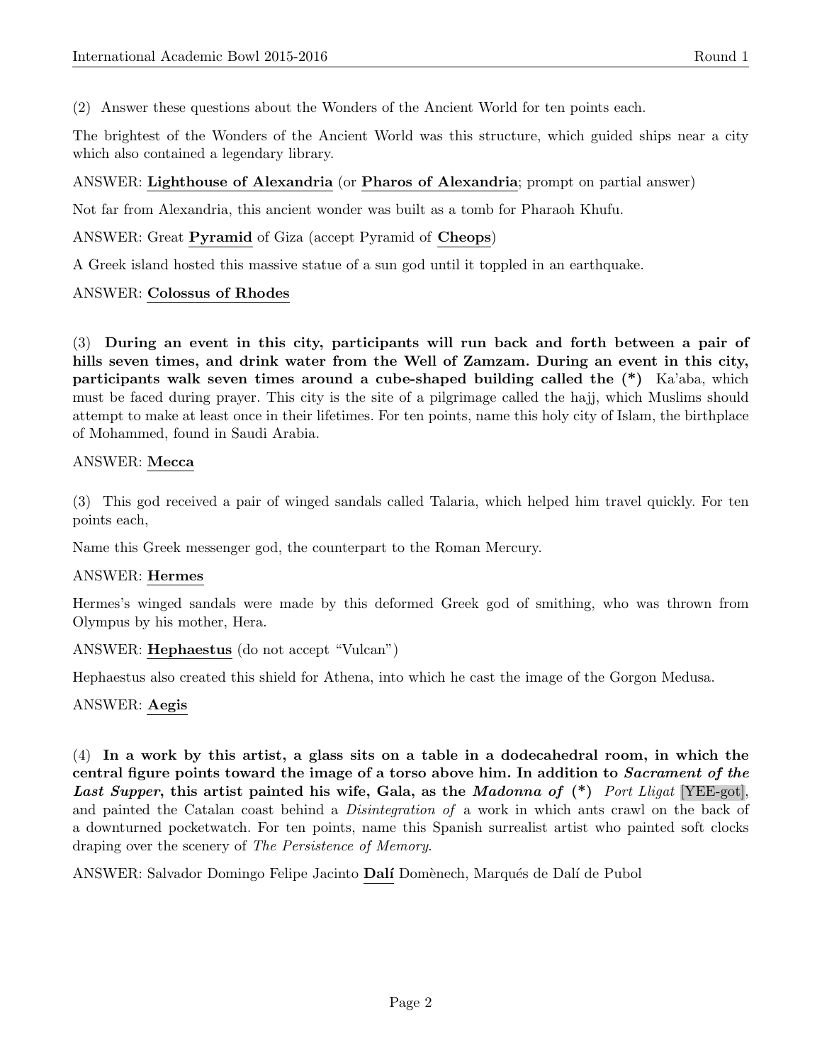(2) Answer these questions about the Wonders of the Ancient World for ten points each.

The brightest of the Wonders of the Ancient World was this structure, which guided ships near a city which also contained a legendary library.

ANSWER: **Lighthouse of Alexandria** (or **Pharos of Alexandria**; prompt on partial answer)

Not far from Alexandria, this ancient wonder was built as a tomb for Pharaoh Khufu.

ANSWER: Great **Pyramid** of Giza (accept Pyramid of **Cheops**)

A Greek island hosted this massive statue of a sun god until it toppled in an earthquake.

ANSWER: **Colossus of Rhodes**

(3) **During an event in this city, participants will run back and forth between a pair of hills seven times, and drink water from the Well of Zamzam. During an event in this city, participants walk seven times around a cube-shaped building called the (*)** Ka'aba, which must be faced during prayer. This city is the site of a pilgrimage called the hajj, which Muslims should attempt to make at least once in their lifetimes. For ten points, name this holy city of Islam, the birthplace of Mohammed, found in Saudi Arabia.

ANSWER: **Mecca**

(3) This god received a pair of winged sandals called Talaria, which helped him travel quickly. For ten points each,

Name this Greek messenger god, the counterpart to the Roman Mercury.

ANSWER: **Hermes**

Hermes's winged sandals were made by this deformed Greek god of smithing, who was thrown from Olympus by his mother, Hera.

ANSWER: **Hephaestus** (do not accept "Vulcan")

Hephaestus also created this shield for Athena, into which he cast the image of the Gorgon Medusa.

ANSWER: **Aegis**

(4) **In a work by this artist, a glass sits on a table in a dodecahedral room, in which the central figure points toward the image of a torso above him. In addition to *Sacrament of the Last Supper*, this artist painted his wife, Gala, as the *Madonna of* (*)** *Port Lligat* [YEE-got], and painted the Catalan coast behind a *Disintegration of* a work in which ants crawl on the back of a downturned pocketwatch. For ten points, name this Spanish surrealist artist who painted soft clocks draping over the scenery of *The Persistence of Memory*.

ANSWER: Salvador Domingo Felipe Jacinto **Dalí** Domènech, Marqués de Dalí de Pubol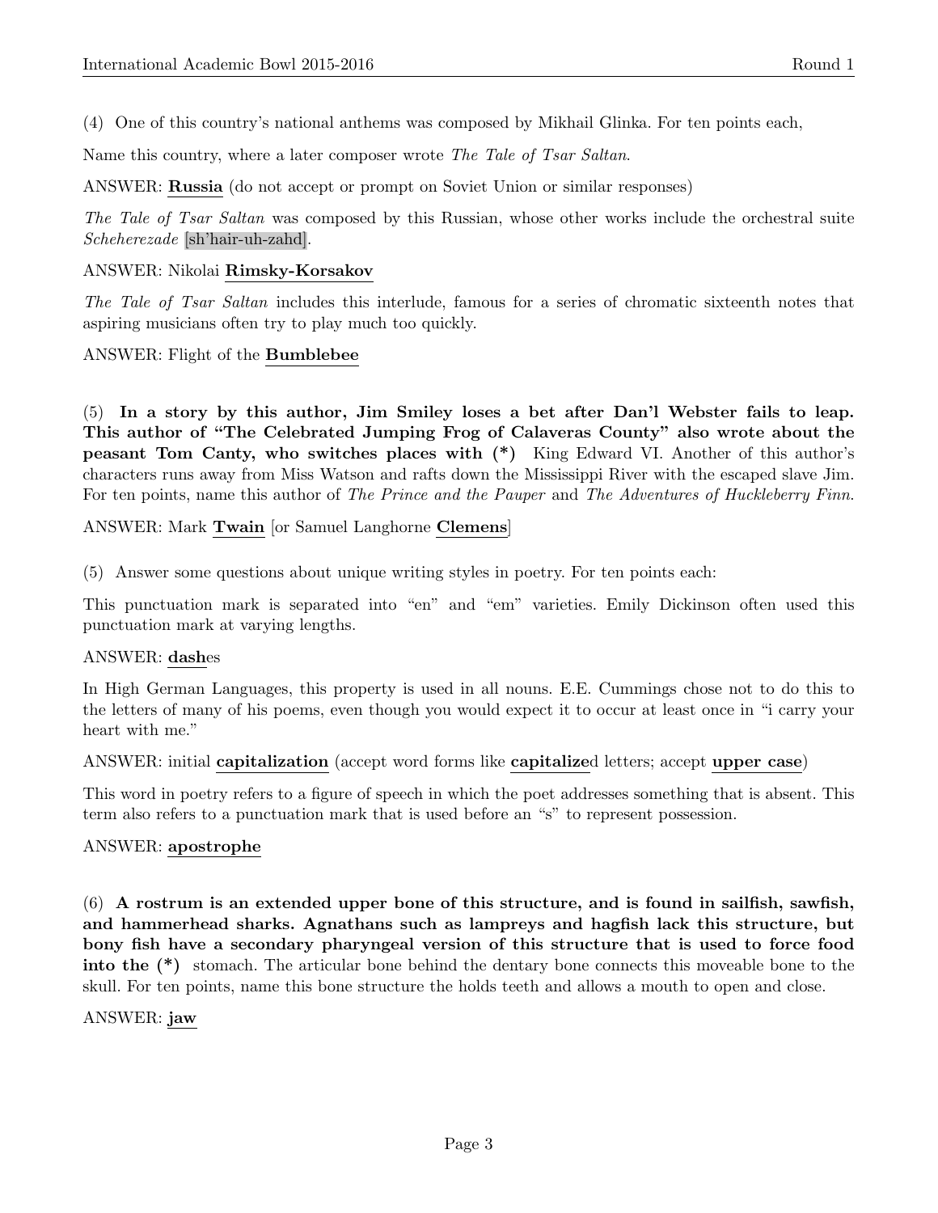(4) One of this country's national anthems was composed by Mikhail Glinka. For ten points each,

Name this country, where a later composer wrote *The Tale of Tsar Saltan*.

ANSWER: **Russia** (do not accept or prompt on Soviet Union or similar responses)

*The Tale of Tsar Saltan* was composed by this Russian, whose other works include the orchestral suite *Scheherezade* [sh'hair-uh-zahd].

ANSWER: Nikolai **Rimsky-Korsakov**

*The Tale of Tsar Saltan* includes this interlude, famous for a series of chromatic sixteenth notes that aspiring musicians often try to play much too quickly.

ANSWER: Flight of the **Bumblebee**

(5) **In a story by this author, Jim Smiley loses a bet after Dan'l Webster fails to leap. This author of "The Celebrated Jumping Frog of Calaveras County" also wrote about the peasant Tom Canty, who switches places with (*)** King Edward VI. Another of this author's characters runs away from Miss Watson and rafts down the Mississippi River with the escaped slave Jim. For ten points, name this author of *The Prince and the Pauper* and *The Adventures of Huckleberry Finn*.

ANSWER: Mark **Twain** [or Samuel Langhorne **Clemens**]

(5) Answer some questions about unique writing styles in poetry. For ten points each:

This punctuation mark is separated into "en" and "em" varieties. Emily Dickinson often used this punctuation mark at varying lengths.

ANSWER: **dash**es

In High German Languages, this property is used in all nouns. E.E. Cummings chose not to do this to the letters of many of his poems, even though you would expect it to occur at least once in "i carry your heart with me."

ANSWER: initial **capitalization** (accept word forms like **capitalize**d letters; accept **upper case**)

This word in poetry refers to a figure of speech in which the poet addresses something that is absent. This term also refers to a punctuation mark that is used before an "s" to represent possession.

ANSWER: **apostrophe**

(6) **A rostrum is an extended upper bone of this structure, and is found in sailfish, sawfish, and hammerhead sharks. Agnathans such as lampreys and hagfish lack this structure, but bony fish have a secondary pharyngeal version of this structure that is used to force food into the (*)** stomach. The articular bone behind the dentary bone connects this moveable bone to the skull. For ten points, name this bone structure the holds teeth and allows a mouth to open and close.

ANSWER: **jaw**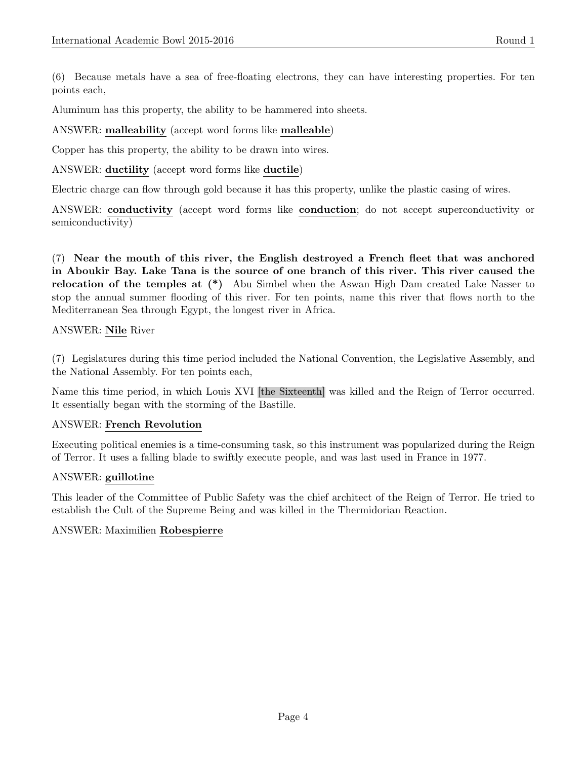(6) Because metals have a sea of free-floating electrons, they can have interesting properties. For ten points each,

Aluminum has this property, the ability to be hammered into sheets.

ANSWER: **malleability** (accept word forms like **malleable**)

Copper has this property, the ability to be drawn into wires.

ANSWER: **ductility** (accept word forms like **ductile**)

Electric charge can flow through gold because it has this property, unlike the plastic casing of wires.

ANSWER: **conductivity** (accept word forms like **conduction**; do not accept superconductivity or semiconductivity)

(7) **Near the mouth of this river, the English destroyed a French fleet that was anchored in Aboukir Bay. Lake Tana is the source of one branch of this river. This river caused the relocation of the temples at (*)** Abu Simbel when the Aswan High Dam created Lake Nasser to stop the annual summer flooding of this river. For ten points, name this river that flows north to the Mediterranean Sea through Egypt, the longest river in Africa.

ANSWER: **Nile** River

(7) Legislatures during this time period included the National Convention, the Legislative Assembly, and the National Assembly. For ten points each,

Name this time period, in which Louis XVI [the Sixteenth] was killed and the Reign of Terror occurred. It essentially began with the storming of the Bastille.

ANSWER: **French Revolution**

Executing political enemies is a time-consuming task, so this instrument was popularized during the Reign of Terror. It uses a falling blade to swiftly execute people, and was last used in France in 1977.

ANSWER: **guillotine**

This leader of the Committee of Public Safety was the chief architect of the Reign of Terror. He tried to establish the Cult of the Supreme Being and was killed in the Thermidorian Reaction.

ANSWER: Maximilien **Robespierre**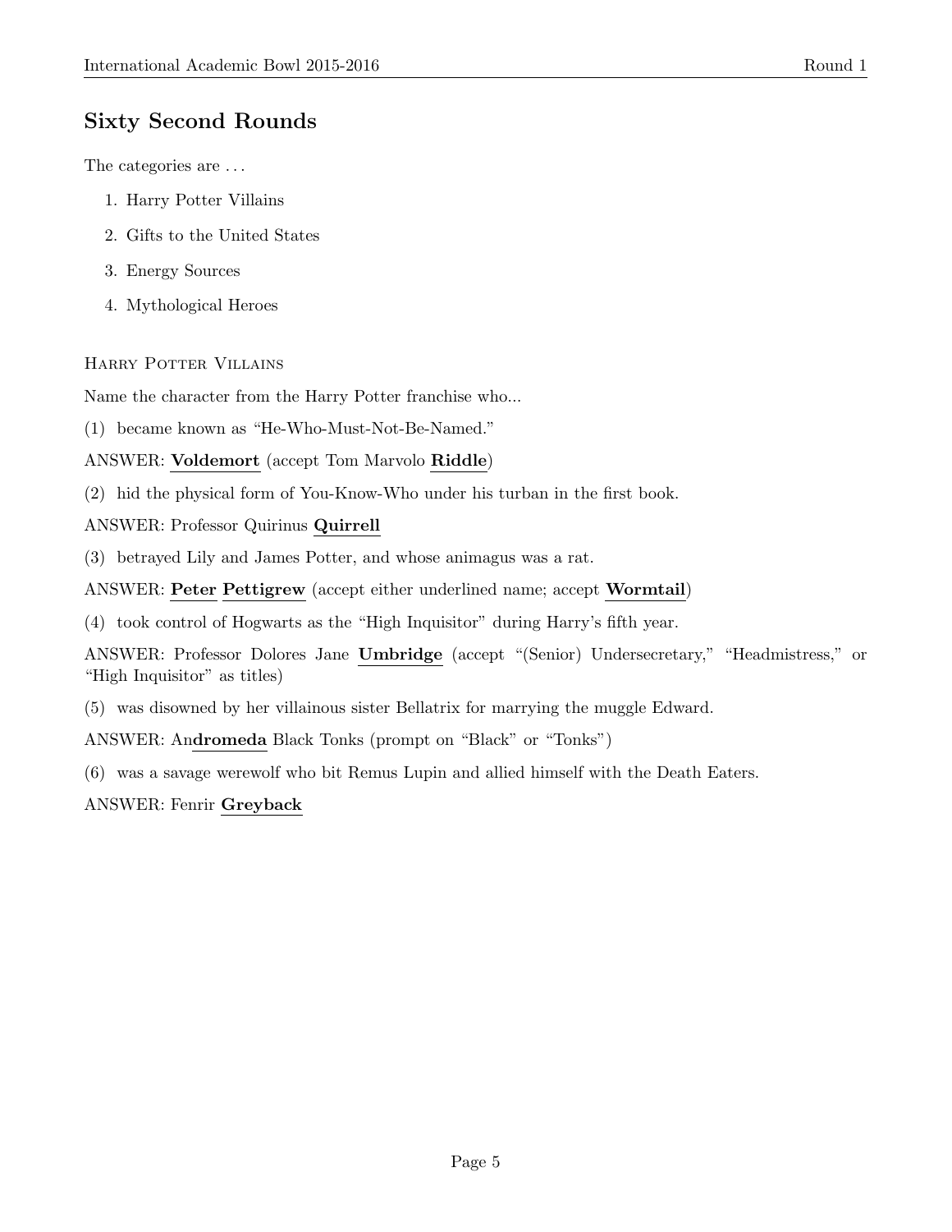## Sixty Second Rounds

The categories are . . .

1. Harry Potter Villains
2. Gifts to the United States
3. Energy Sources
4. Mythological Heroes

### Harry Potter Villains

Name the character from the Harry Potter franchise who...

(1) became known as "He-Who-Must-Not-Be-Named."

ANSWER: **Voldemort** (accept Tom Marvolo **Riddle**)

(2) hid the physical form of You-Know-Who under his turban in the first book.

ANSWER: Professor Quirinus **Quirrell**

(3) betrayed Lily and James Potter, and whose animagus was a rat.

ANSWER: **Peter** **Pettigrew** (accept either underlined name; accept **Wormtail**)

(4) took control of Hogwarts as the "High Inquisitor" during Harry's fifth year.

ANSWER: Professor Dolores Jane **Umbridge** (accept "(Senior) Undersecretary," "Headmistress," or "High Inquisitor" as titles)

(5) was disowned by her villainous sister Bellatrix for marrying the muggle Edward.

ANSWER: An**dromeda** Black Tonks (prompt on "Black" or "Tonks")

(6) was a savage werewolf who bit Remus Lupin and allied himself with the Death Eaters.

ANSWER: Fenrir **Greyback**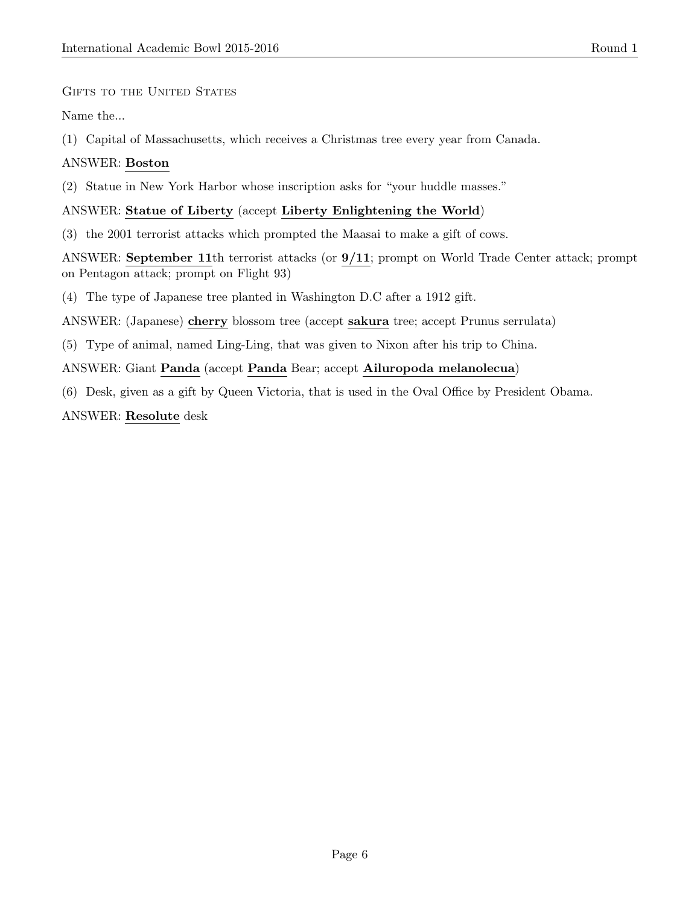Gifts to the United States

Name the...

(1) Capital of Massachusetts, which receives a Christmas tree every year from Canada.

ANSWER: **Boston**

(2) Statue in New York Harbor whose inscription asks for "your huddle masses."

ANSWER: **Statue of Liberty** (accept **Liberty Enlightening the World**)

(3) the 2001 terrorist attacks which prompted the Maasai to make a gift of cows.

ANSWER: **September 11**th terrorist attacks (or **9/11**; prompt on World Trade Center attack; prompt on Pentagon attack; prompt on Flight 93)

(4) The type of Japanese tree planted in Washington D.C after a 1912 gift.

ANSWER: (Japanese) **cherry** blossom tree (accept **sakura** tree; accept Prunus serrulata)

(5) Type of animal, named Ling-Ling, that was given to Nixon after his trip to China.

ANSWER: Giant **Panda** (accept **Panda** Bear; accept **Ailuropoda melanolecua**)

(6) Desk, given as a gift by Queen Victoria, that is used in the Oval Office by President Obama.

ANSWER: **Resolute** desk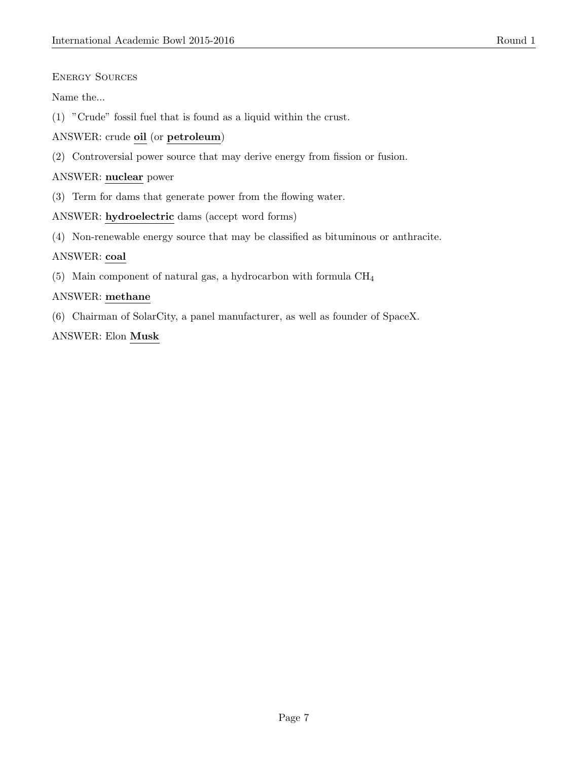Energy Sources

Name the...

(1) "Crude" fossil fuel that is found as a liquid within the crust.

ANSWER: crude **oil** (or **petroleum**)

(2) Controversial power source that may derive energy from fission or fusion.

ANSWER: **nuclear** power

(3) Term for dams that generate power from the flowing water.

ANSWER: **hydroelectric** dams (accept word forms)

(4) Non-renewable energy source that may be classified as bituminous or anthracite.

ANSWER: **coal**

(5) Main component of natural gas, a hydrocarbon with formula $CH_4$

ANSWER: **methane**

(6) Chairman of SolarCity, a panel manufacturer, as well as founder of SpaceX.

ANSWER: Elon **Musk**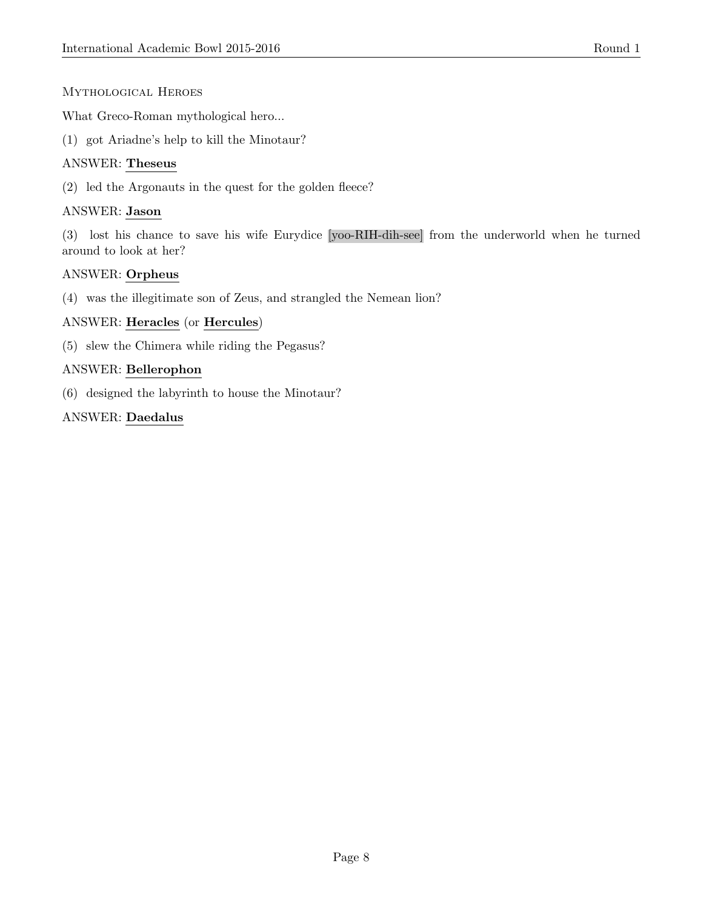## Mythological Heroes

What Greco-Roman mythological hero...

(1) got Ariadne's help to kill the Minotaur?

ANSWER: **Theseus**

(2) led the Argonauts in the quest for the golden fleece?

ANSWER: **Jason**

(3) lost his chance to save his wife Eurydice [yoo-RIH-dih-see] from the underworld when he turned around to look at her?

ANSWER: **Orpheus**

(4) was the illegitimate son of Zeus, and strangled the Nemean lion?

ANSWER: **Heracles** (or **Hercules**)

(5) slew the Chimera while riding the Pegasus?

ANSWER: **Bellerophon**

(6) designed the labyrinth to house the Minotaur?

ANSWER: **Daedalus**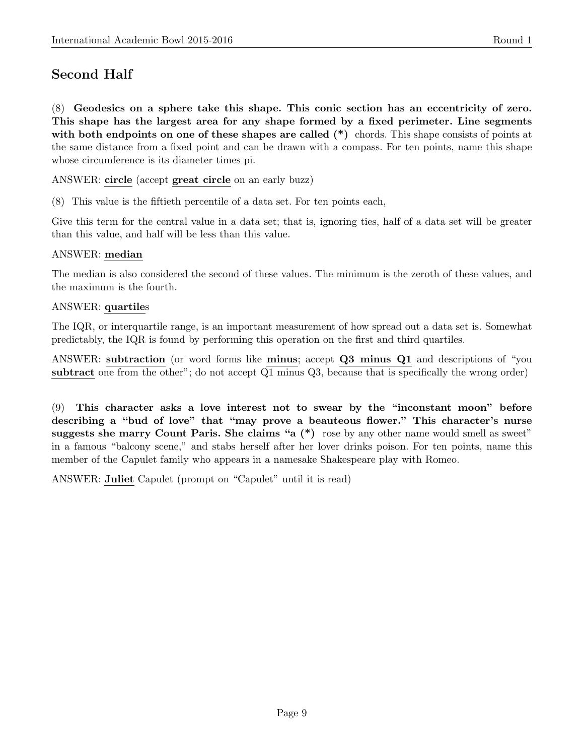## Second Half

(8) **Geodesics on a sphere take this shape. This conic section has an eccentricity of zero. This shape has the largest area for any shape formed by a fixed perimeter. Line segments with both endpoints on one of these shapes are called (*)** chords. This shape consists of points at the same distance from a fixed point and can be drawn with a compass. For ten points, name this shape whose circumference is its diameter times pi.

ANSWER: **circle** (accept **great circle** on an early buzz)

(8) This value is the fiftieth percentile of a data set. For ten points each,

Give this term for the central value in a data set; that is, ignoring ties, half of a data set will be greater than this value, and half will be less than this value.

ANSWER: **median**

The median is also considered the second of these values. The minimum is the zeroth of these values, and the maximum is the fourth.

ANSWER: **quartile**s

The IQR, or interquartile range, is an important measurement of how spread out a data set is. Somewhat predictably, the IQR is found by performing this operation on the first and third quartiles.

ANSWER: **subtraction** (or word forms like **minus**; accept **Q3 minus Q1** and descriptions of "you **subtract** one from the other"; do not accept Q1 minus Q3, because that is specifically the wrong order)

(9) **This character asks a love interest not to swear by the "inconstant moon" before describing a "bud of love" that "may prove a beauteous flower." This character's nurse suggests she marry Count Paris. She claims "a (*)** rose by any other name would smell as sweet" in a famous "balcony scene," and stabs herself after her lover drinks poison. For ten points, name this member of the Capulet family who appears in a namesake Shakespeare play with Romeo.

ANSWER: **Juliet** Capulet (prompt on "Capulet" until it is read)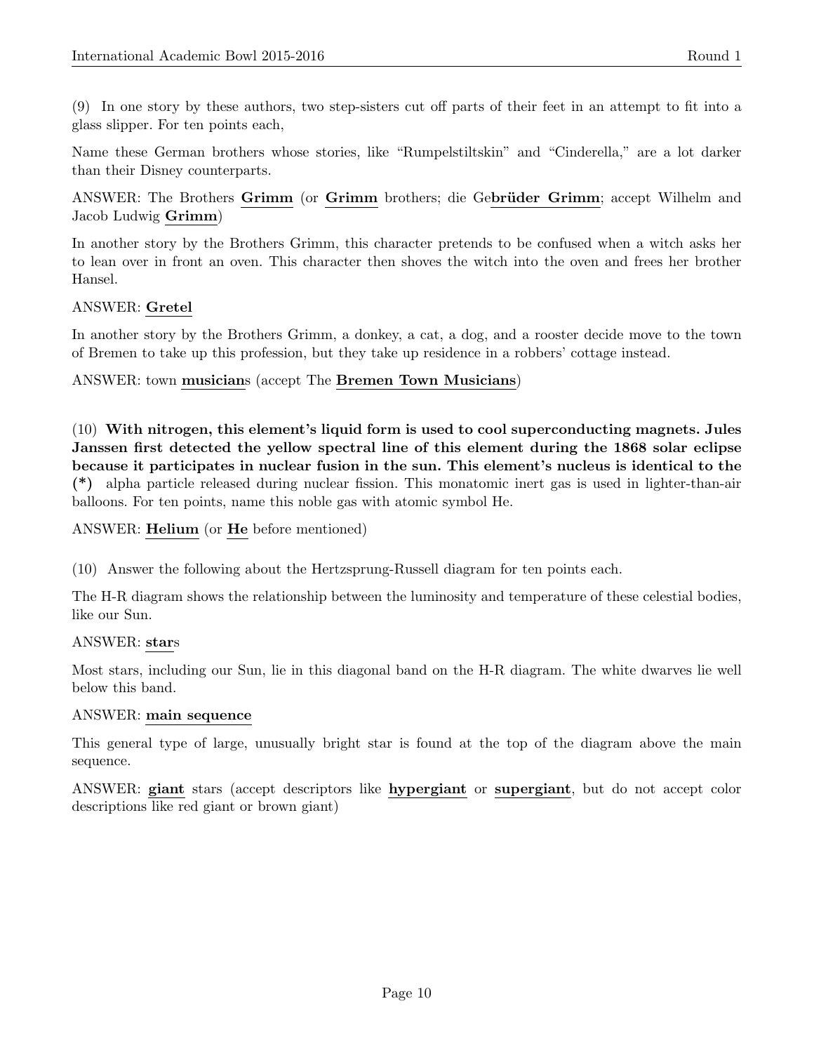(9) In one story by these authors, two step-sisters cut off parts of their feet in an attempt to fit into a glass slipper. For ten points each,

Name these German brothers whose stories, like "Rumpelstiltskin" and "Cinderella," are a lot darker than their Disney counterparts.

ANSWER: The Brothers **Grimm** (or **Grimm** brothers; die Ge**brüder Grimm**; accept Wilhelm and Jacob Ludwig **Grimm**)

In another story by the Brothers Grimm, this character pretends to be confused when a witch asks her to lean over in front an oven. This character then shoves the witch into the oven and frees her brother Hansel.

ANSWER: **Gretel**

In another story by the Brothers Grimm, a donkey, a cat, a dog, and a rooster decide move to the town of Bremen to take up this profession, but they take up residence in a robbers' cottage instead.

ANSWER: town **musician**s (accept The **Bremen Town Musicians**)

(10) **With nitrogen, this element's liquid form is used to cool superconducting magnets. Jules Janssen first detected the yellow spectral line of this element during the 1868 solar eclipse because it participates in nuclear fusion in the sun. This element's nucleus is identical to the (*)** alpha particle released during nuclear fission. This monatomic inert gas is used in lighter-than-air balloons. For ten points, name this noble gas with atomic symbol He.

ANSWER: **Helium** (or **He** before mentioned)

(10) Answer the following about the Hertzsprung-Russell diagram for ten points each.

The H-R diagram shows the relationship between the luminosity and temperature of these celestial bodies, like our Sun.

ANSWER: **star**s

Most stars, including our Sun, lie in this diagonal band on the H-R diagram. The white dwarves lie well below this band.

ANSWER: **main sequence**

This general type of large, unusually bright star is found at the top of the diagram above the main sequence.

ANSWER: **giant** stars (accept descriptors like **hypergiant** or **supergiant**, but do not accept color descriptions like red giant or brown giant)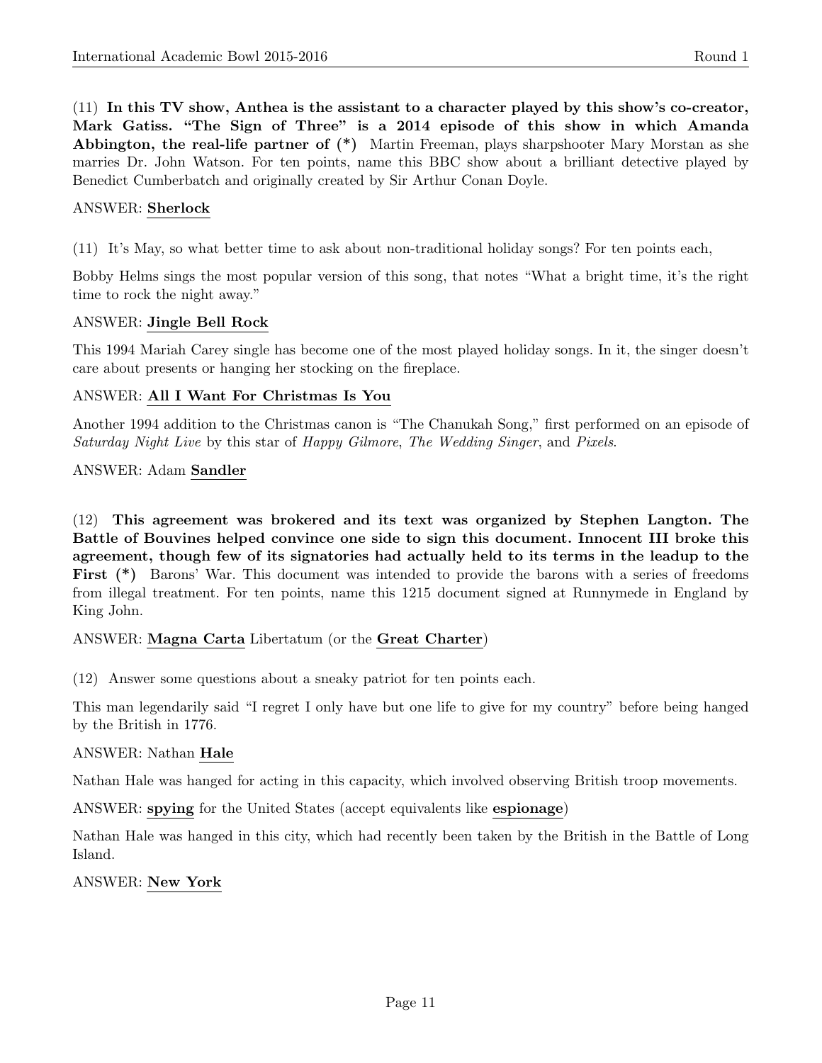(11) **In this TV show, Anthea is the assistant to a character played by this show's co-creator, Mark Gatiss. "The Sign of Three" is a 2014 episode of this show in which Amanda Abbington, the real-life partner of (*)** Martin Freeman, plays sharpshooter Mary Morstan as she marries Dr. John Watson. For ten points, name this BBC show about a brilliant detective played by Benedict Cumberbatch and originally created by Sir Arthur Conan Doyle.

ANSWER: **<u>Sherlock</u>**

(11) It's May, so what better time to ask about non-traditional holiday songs? For ten points each,

Bobby Helms sings the most popular version of this song, that notes "What a bright time, it's the right time to rock the night away."

ANSWER: **<u>Jingle Bell Rock</u>**

This 1994 Mariah Carey single has become one of the most played holiday songs. In it, the singer doesn't care about presents or hanging her stocking on the fireplace.

ANSWER: **<u>All I Want For Christmas Is You</u>**

Another 1994 addition to the Christmas canon is "The Chanukah Song," first performed on an episode of *Saturday Night Live* by this star of *Happy Gilmore*, *The Wedding Singer*, and *Pixels*.

ANSWER: Adam **<u>Sandler</u>**

(12) **This agreement was brokered and its text was organized by Stephen Langton. The Battle of Bouvines helped convince one side to sign this document. Innocent III broke this agreement, though few of its signatories had actually held to its terms in the leadup to the First (*)** Barons' War. This document was intended to provide the barons with a series of freedoms from illegal treatment. For ten points, name this 1215 document signed at Runnymede in England by King John.

ANSWER: **<u>Magna Carta</u>** Libertatum (or the **<u>Great Charter</u>**)

(12) Answer some questions about a sneaky patriot for ten points each.

This man legendarily said "I regret I only have but one life to give for my country" before being hanged by the British in 1776.

ANSWER: Nathan **<u>Hale</u>**

Nathan Hale was hanged for acting in this capacity, which involved observing British troop movements.

ANSWER: **<u>spying</u>** for the United States (accept equivalents like **<u>espionage</u>**)

Nathan Hale was hanged in this city, which had recently been taken by the British in the Battle of Long Island.

ANSWER: **<u>New York</u>**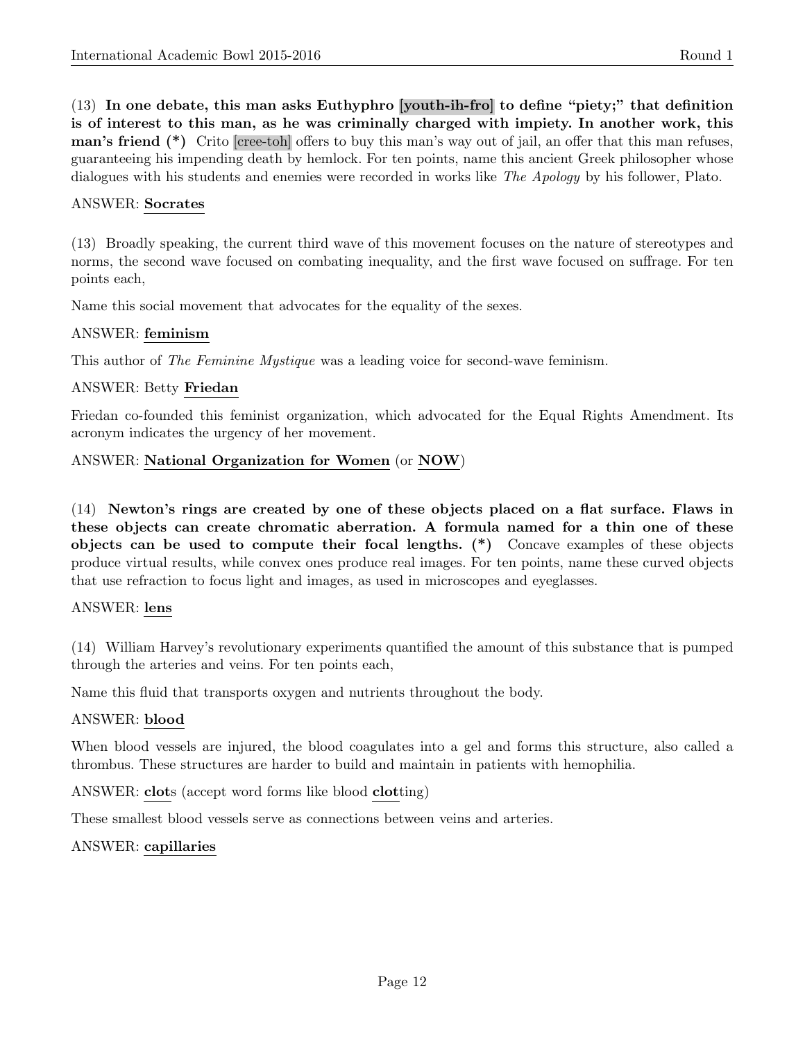(13) **In one debate, this man asks Euthyphro [youth-ih-fro] to define "piety;" that definition is of interest to this man, as he was criminally charged with impiety. In another work, this man's friend (*)** Crito [cree-toh] offers to buy this man's way out of jail, an offer that this man refuses, guaranteeing his impending death by hemlock. For ten points, name this ancient Greek philosopher whose dialogues with his students and enemies were recorded in works like *The Apology* by his follower, Plato.

ANSWER: **Socrates**

(13) Broadly speaking, the current third wave of this movement focuses on the nature of stereotypes and norms, the second wave focused on combating inequality, and the first wave focused on suffrage. For ten points each,

Name this social movement that advocates for the equality of the sexes.

ANSWER: **feminism**

This author of *The Feminine Mystique* was a leading voice for second-wave feminism.

ANSWER: Betty **Friedan**

Friedan co-founded this feminist organization, which advocated for the Equal Rights Amendment. Its acronym indicates the urgency of her movement.

ANSWER: **National Organization for Women** (or **NOW**)

(14) **Newton's rings are created by one of these objects placed on a flat surface. Flaws in these objects can create chromatic aberration. A formula named for a thin one of these objects can be used to compute their focal lengths. (*)** Concave examples of these objects produce virtual results, while convex ones produce real images. For ten points, name these curved objects that use refraction to focus light and images, as used in microscopes and eyeglasses.

ANSWER: **lens**

(14) William Harvey's revolutionary experiments quantified the amount of this substance that is pumped through the arteries and veins. For ten points each,

Name this fluid that transports oxygen and nutrients throughout the body.

ANSWER: **blood**

When blood vessels are injured, the blood coagulates into a gel and forms this structure, also called a thrombus. These structures are harder to build and maintain in patients with hemophilia.

ANSWER: **clot**s (accept word forms like blood **clot**ting)

These smallest blood vessels serve as connections between veins and arteries.

ANSWER: **capillaries**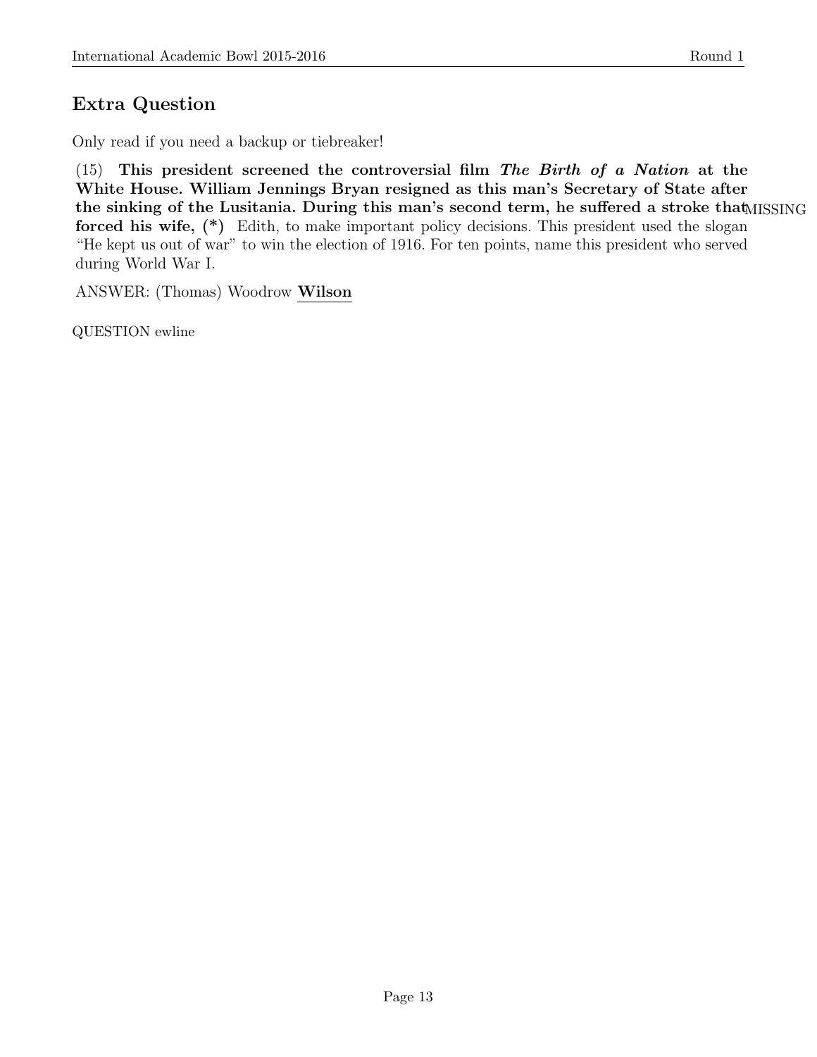## Extra Question

Only read if you need a backup or tiebreaker!

(15) **This president screened the controversial film *The Birth of a Nation* at the White House. William Jennings Bryan resigned as this man's Secretary of State after the sinking of the Lusitania. During this man's second term, he suffered a stroke that** MISSING **forced his wife, (*)** Edith, to make important policy decisions. This president used the slogan "He kept us out of war" to win the election of 1916. For ten points, name this president who served during World War I.

ANSWER: (Thomas) Woodrow **Wilson**

QUESTION ewline